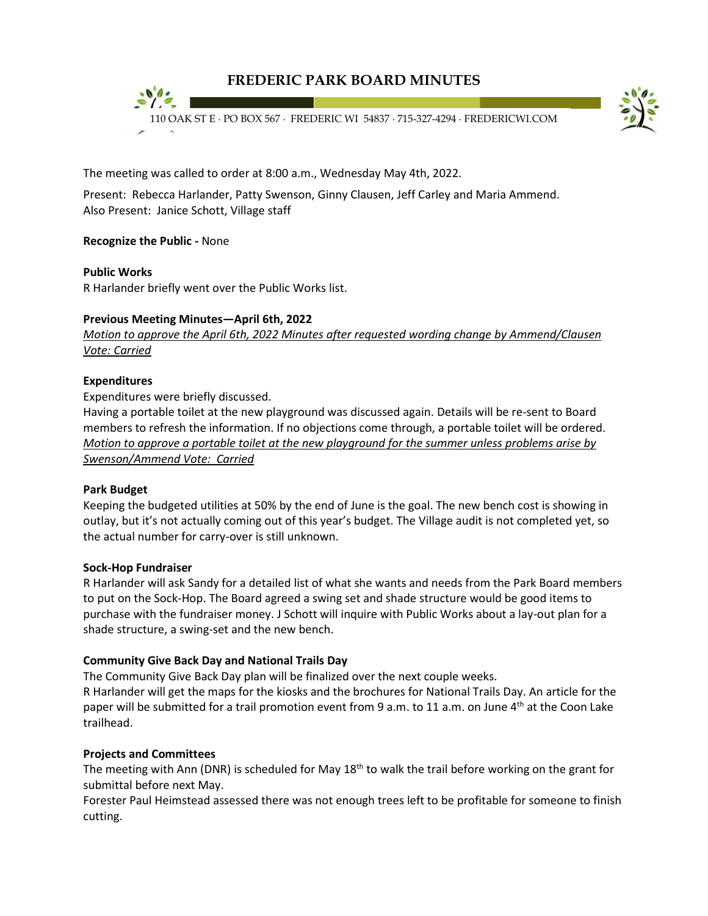# FREDERIC PARK BOARD MINUTES

110 OAK ST E · PO BOX 567 · FREDERIC WI 54837 · 715-327-4294 · FREDERICWI.COM

The meeting was called to order at 8:00 a.m., Wednesday May 4th, 2022.

Present: Rebecca Harlander, Patty Swenson, Ginny Clausen, Jeff Carley and Maria Ammend.
Also Present: Janice Schott, Village staff

**Recognize the Public -** None

**Public Works**
R Harlander briefly went over the Public Works list.

**Previous Meeting Minutes—April 6th, 2022**
*Motion to approve the April 6th, 2022 Minutes after requested wording change by Ammend/Clausen Vote: Carried*

**Expenditures**
Expenditures were briefly discussed.
Having a portable toilet at the new playground was discussed again. Details will be re-sent to Board members to refresh the information. If no objections come through, a portable toilet will be ordered.
*Motion to approve a portable toilet at the new playground for the summer unless problems arise by Swenson/Ammend Vote: Carried*

**Park Budget**
Keeping the budgeted utilities at 50% by the end of June is the goal. The new bench cost is showing in outlay, but it's not actually coming out of this year's budget. The Village audit is not completed yet, so the actual number for carry-over is still unknown.

**Sock-Hop Fundraiser**
R Harlander will ask Sandy for a detailed list of what she wants and needs from the Park Board members to put on the Sock-Hop. The Board agreed a swing set and shade structure would be good items to purchase with the fundraiser money. J Schott will inquire with Public Works about a lay-out plan for a shade structure, a swing-set and the new bench.

**Community Give Back Day and National Trails Day**
The Community Give Back Day plan will be finalized over the next couple weeks.
R Harlander will get the maps for the kiosks and the brochures for National Trails Day. An article for the paper will be submitted for a trail promotion event from 9 a.m. to 11 a.m. on June 4th at the Coon Lake trailhead.

**Projects and Committees**
The meeting with Ann (DNR) is scheduled for May 18th to walk the trail before working on the grant for submittal before next May.
Forester Paul Heimstead assessed there was not enough trees left to be profitable for someone to finish cutting.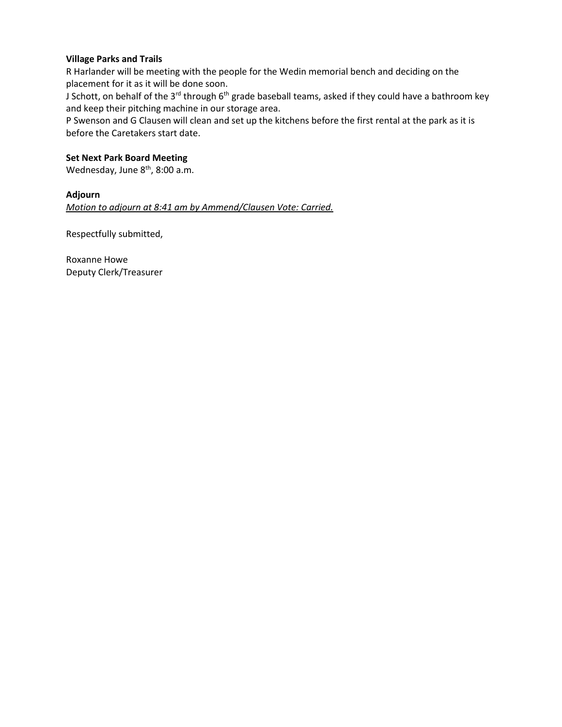**Village Parks and Trails**

R Harlander will be meeting with the people for the Wedin memorial bench and deciding on the placement for it as it will be done soon.

J Schott, on behalf of the 3rd through 6th grade baseball teams, asked if they could have a bathroom key and keep their pitching machine in our storage area.

P Swenson and G Clausen will clean and set up the kitchens before the first rental at the park as it is before the Caretakers start date.

**Set Next Park Board Meeting**

Wednesday, June 8th, 8:00 a.m.

**Adjourn**

*Motion to adjourn at 8:41 am by Ammend/Clausen Vote: Carried.*

Respectfully submitted,

Roxanne Howe
Deputy Clerk/Treasurer